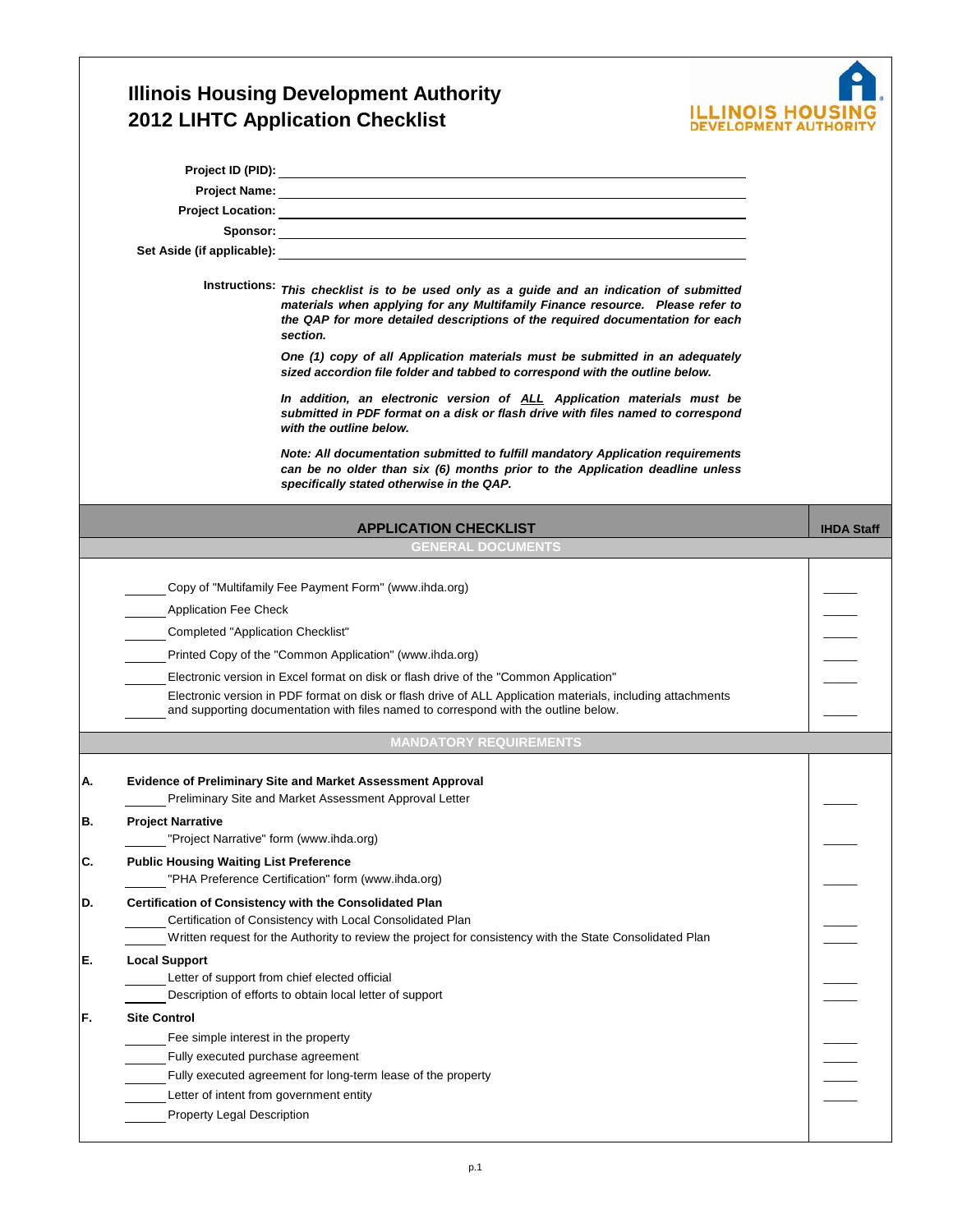# Illinois Housing Development Authority
# 2012 LIHTC Application Checklist

**Project ID (PID):** ______

**Project Name:** ______

**Project Location:** ______

**Sponsor:** ______

**Set Aside (if applicable):** ______

**Instructions:** ***This checklist is to be used only as a guide and an indication of submitted materials when applying for any Multifamily Finance resource. Please refer to the QAP for more detailed descriptions of the required documentation for each section.***

***One (1) copy of all Application materials must be submitted in an adequately sized accordion file folder and tabbed to correspond with the outline below.***

***In addition, an electronic version of ALL Application materials must be submitted in PDF format on a disk or flash drive with files named to correspond with the outline below.***

***Note: All documentation submitted to fulfill mandatory Application requirements can be no older than six (6) months prior to the Application deadline unless specifically stated otherwise in the QAP.***

| APPLICATION CHECKLIST | IHDA Staff |
|---|---|
| **GENERAL DOCUMENTS** | |
| ______ Copy of "Multifamily Fee Payment Form" (www.ihda.org) | ______ |
| ______ Application Fee Check | ______ |
| ______ Completed "Application Checklist" | ______ |
| ______ Printed Copy of the "Common Application" (www.ihda.org) | ______ |
| ______ Electronic version in Excel format on disk or flash drive of the "Common Application" | ______ |
| ______ Electronic version in PDF format on disk or flash drive of ALL Application materials, including attachments and supporting documentation with files named to correspond with the outline below. | ______ |
| **MANDATORY REQUIREMENTS** | |
| **A. Evidence of Preliminary Site and Market Assessment Approval** | |
| ______ Preliminary Site and Market Assessment Approval Letter | ______ |
| **B. Project Narrative** | |
| ______ "Project Narrative" form (www.ihda.org) | ______ |
| **C. Public Housing Waiting List Preference** | |
| ______ "PHA Preference Certification" form (www.ihda.org) | ______ |
| **D. Certification of Consistency with the Consolidated Plan** | |
| ______ Certification of Consistency with Local Consolidated Plan | ______ |
| ______ Written request for the Authority to review the project for consistency with the State Consolidated Plan | ______ |
| **E. Local Support** | |
| ______ Letter of support from chief elected official | ______ |
| ______ Description of efforts to obtain local letter of support | ______ |
| **F. Site Control** | |
| ______ Fee simple interest in the property | ______ |
| ______ Fully executed purchase agreement | ______ |
| ______ Fully executed agreement for long-term lease of the property | ______ |
| ______ Letter of intent from government entity | ______ |
| ______ Property Legal Description | |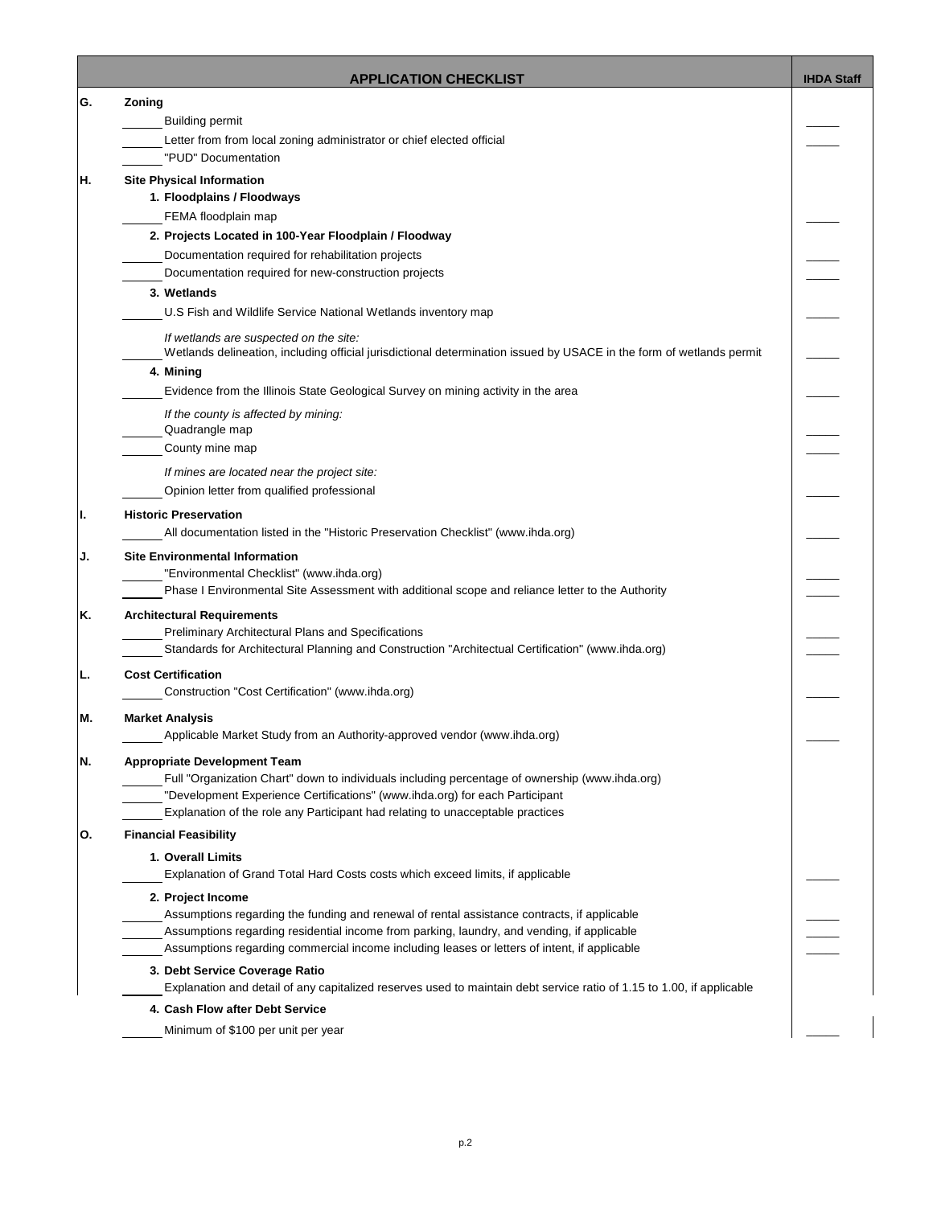| APPLICATION CHECKLIST | | IHDA Staff |
|---|---|---|
| **G.** | **Zoning** | |
| | ______ Building permit | _____ |
| | ______ Letter from from local zoning administrator or chief elected official | _____ |
| | ______ "PUD" Documentation | |
| **H.** | **Site Physical Information** | |
| | **1. Floodplains / Floodways** | |
| | ______ FEMA floodplain map | _____ |
| | **2. Projects Located in 100-Year Floodplain / Floodway** | |
| | ______ Documentation required for rehabilitation projects | _____ |
| | ______ Documentation required for new-construction projects | _____ |
| | **3. Wetlands** | |
| | ______ U.S Fish and Wildlife Service National Wetlands inventory map | _____ |
| | *If wetlands are suspected on the site:* | |
| | ______ Wetlands delineation, including official jurisdictional determination issued by USACE in the form of wetlands permit | _____ |
| | **4. Mining** | |
| | ______ Evidence from the Illinois State Geological Survey on mining activity in the area | _____ |
| | *If the county is affected by mining:* | |
| | ______ Quadrangle map | _____ |
| | ______ County mine map | _____ |
| | *If mines are located near the project site:* | |
| | ______ Opinion letter from qualified professional | _____ |
| **I.** | **Historic Preservation** | |
| | ______ All documentation listed in the "Historic Preservation Checklist" (www.ihda.org) | _____ |
| **J.** | **Site Environmental Information** | |
| | ______ "Environmental Checklist" (www.ihda.org) | _____ |
| | ______ Phase I Environmental Site Assessment with additional scope and reliance letter to the Authority | _____ |
| **K.** | **Architectural Requirements** | |
| | ______ Preliminary Architectural Plans and Specifications | _____ |
| | ______ Standards for Architectural Planning and Construction "Architectual Certification" (www.ihda.org) | _____ |
| **L.** | **Cost Certification** | |
| | ______ Construction "Cost Certification" (www.ihda.org) | _____ |
| **M.** | **Market Analysis** | |
| | ______ Applicable Market Study from an Authority-approved vendor (www.ihda.org) | _____ |
| **N.** | **Appropriate Development Team** | |
| | ______ Full "Organization Chart" down to individuals including percentage of ownership (www.ihda.org) | |
| | ______ "Development Experience Certifications" (www.ihda.org) for each Participant | |
| | ______ Explanation of the role any Participant had relating to unacceptable practices | |
| **O.** | **Financial Feasibility** | |
| | **1. Overall Limits** | |
| | ______ Explanation of Grand Total Hard Costs costs which exceed limits, if applicable | _____ |
| | **2. Project Income** | |
| | ______ Assumptions regarding the funding and renewal of rental assistance contracts, if applicable | _____ |
| | ______ Assumptions regarding residential income from parking, laundry, and vending, if applicable | _____ |
| | ______ Assumptions regarding commercial income including leases or letters of intent, if applicable | _____ |
| | **3. Debt Service Coverage Ratio** | |
| | ______ Explanation and detail of any capitalized reserves used to maintain debt service ratio of 1.15 to 1.00, if applicable | |
| | **4. Cash Flow after Debt Service** | |
| | ______ Minimum of $100 per unit per year | _____ |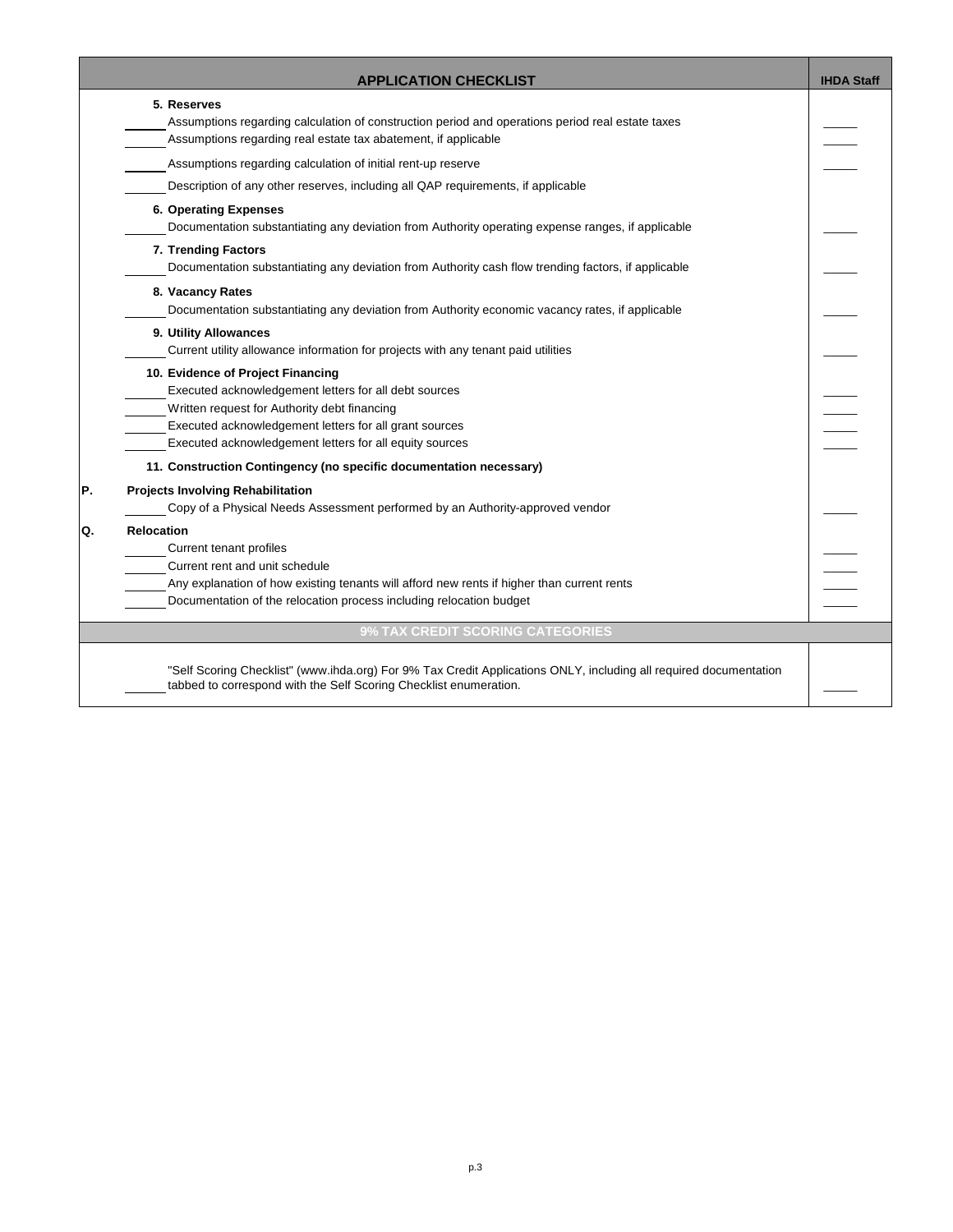| APPLICATION CHECKLIST | IHDA Staff |
|---|---|
| **5. Reserves** | |
| ______ Assumptions regarding calculation of construction period and operations period real estate taxes | _____ |
| ______ Assumptions regarding real estate tax abatement, if applicable | _____ |
| ______ Assumptions regarding calculation of initial rent-up reserve | _____ |
| ______ Description of any other reserves, including all QAP requirements, if applicable | |
| **6. Operating Expenses** | |
| ______ Documentation substantiating any deviation from Authority operating expense ranges, if applicable | _____ |
| **7. Trending Factors** | |
| ______ Documentation substantiating any deviation from Authority cash flow trending factors, if applicable | _____ |
| **8. Vacancy Rates** | |
| ______ Documentation substantiating any deviation from Authority economic vacancy rates, if applicable | _____ |
| **9. Utility Allowances** | |
| ______ Current utility allowance information for projects with any tenant paid utilities | _____ |
| **10. Evidence of Project Financing** | |
| ______ Executed acknowledgement letters for all debt sources | _____ |
| ______ Written request for Authority debt financing | _____ |
| ______ Executed acknowledgement letters for all grant sources | _____ |
| ______ Executed acknowledgement letters for all equity sources | _____ |
| **11. Construction Contingency (no specific documentation necessary)** | |
| **P. Projects Involving Rehabilitation** | |
| ______ Copy of a Physical Needs Assessment performed by an Authority-approved vendor | _____ |
| **Q. Relocation** | |
| ______ Current tenant profiles | _____ |
| ______ Current rent and unit schedule | _____ |
| ______ Any explanation of how existing tenants will afford new rents if higher than current rents | _____ |
| ______ Documentation of the relocation process including relocation budget | _____ |
| **9% TAX CREDIT SCORING CATEGORIES** | |
| ______ "Self Scoring Checklist" (www.ihda.org) For 9% Tax Credit Applications ONLY, including all required documentation tabbed to correspond with the Self Scoring Checklist enumeration. | _____ |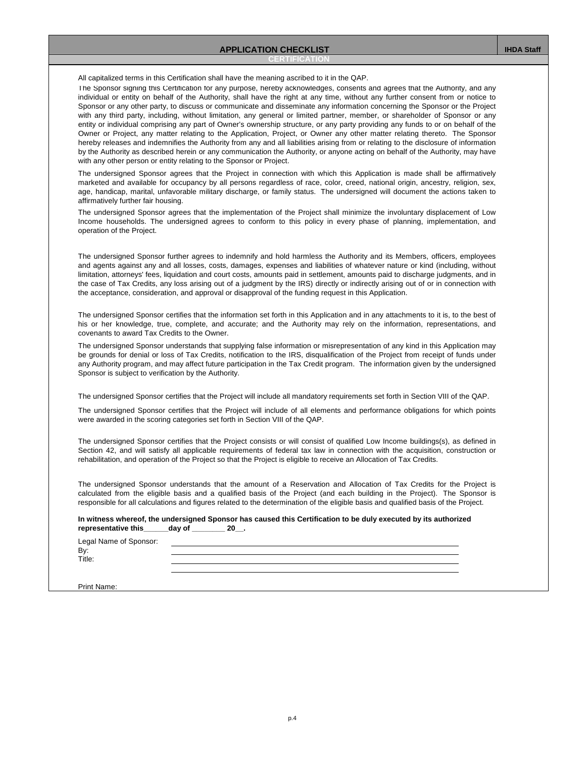## APPLICATION CHECKLIST

**IHDA Staff**

**CERTIFICATION**

All capitalized terms in this Certification shall have the meaning ascribed to it in the QAP.

The Sponsor signing this Certification for any purpose, hereby acknowledges, consents and agrees that the Authority, and any individual or entity on behalf of the Authority, shall have the right at any time, without any further consent from or notice to Sponsor or any other party, to discuss or communicate and disseminate any information concerning the Sponsor or the Project with any third party, including, without limitation, any general or limited partner, member, or shareholder of Sponsor or any entity or individual comprising any part of Owner's ownership structure, or any party providing any funds to or on behalf of the Owner or Project, any matter relating to the Application, Project, or Owner any other matter relating thereto. The Sponsor hereby releases and indemnifies the Authority from any and all liabilities arising from or relating to the disclosure of information by the Authority as described herein or any communication the Authority, or anyone acting on behalf of the Authority, may have with any other person or entity relating to the Sponsor or Project.

The undersigned Sponsor agrees that the Project in connection with which this Application is made shall be affirmatively marketed and available for occupancy by all persons regardless of race, color, creed, national origin, ancestry, religion, sex, age, handicap, marital, unfavorable military discharge, or family status. The undersigned will document the actions taken to affirmatively further fair housing.

The undersigned Sponsor agrees that the implementation of the Project shall minimize the involuntary displacement of Low Income households. The undersigned agrees to conform to this policy in every phase of planning, implementation, and operation of the Project.

The undersigned Sponsor further agrees to indemnify and hold harmless the Authority and its Members, officers, employees and agents against any and all losses, costs, damages, expenses and liabilities of whatever nature or kind (including, without limitation, attorneys' fees, liquidation and court costs, amounts paid in settlement, amounts paid to discharge judgments, and in the case of Tax Credits, any loss arising out of a judgment by the IRS) directly or indirectly arising out of or in connection with the acceptance, consideration, and approval or disapproval of the funding request in this Application.

The undersigned Sponsor certifies that the information set forth in this Application and in any attachments to it is, to the best of his or her knowledge, true, complete, and accurate; and the Authority may rely on the information, representations, and covenants to award Tax Credits to the Owner.

The undersigned Sponsor understands that supplying false information or misrepresentation of any kind in this Application may be grounds for denial or loss of Tax Credits, notification to the IRS, disqualification of the Project from receipt of funds under any Authority program, and may affect future participation in the Tax Credit program. The information given by the undersigned Sponsor is subject to verification by the Authority.

The undersigned Sponsor certifies that the Project will include all mandatory requirements set forth in Section VIII of the QAP.

The undersigned Sponsor certifies that the Project will include of all elements and performance obligations for which points were awarded in the scoring categories set forth in Section VIII of the QAP.

The undersigned Sponsor certifies that the Project consists or will consist of qualified Low Income buildings(s), as defined in Section 42, and will satisfy all applicable requirements of federal tax law in connection with the acquisition, construction or rehabilitation, and operation of the Project so that the Project is eligible to receive an Allocation of Tax Credits.

The undersigned Sponsor understands that the amount of a Reservation and Allocation of Tax Credits for the Project is calculated from the eligible basis and a qualified basis of the Project (and each building in the Project). The Sponsor is responsible for all calculations and figures related to the determination of the eligible basis and qualified basis of the Project.

**In witness whereof, the undersigned Sponsor has caused this Certification to be duly executed by its authorized representative this______day of ________ 20__.**

Legal Name of Sponsor: ____________________

By: ____________________

Title: ____________________

Print Name: